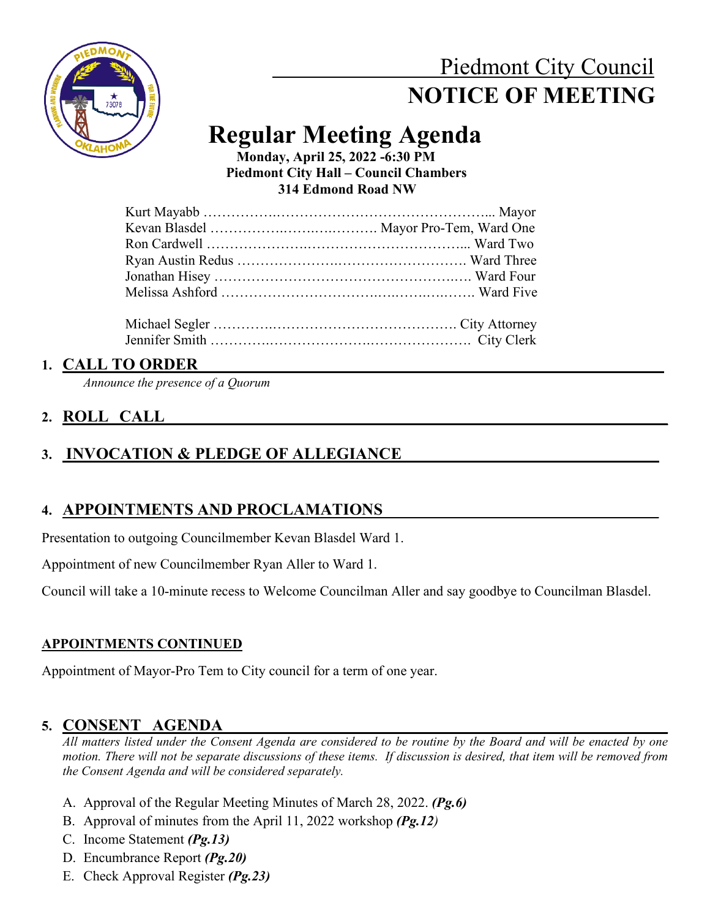# Piedmont City Council

# NOTICE OF MEETING

## Regular Meeting Agenda

**Monday, April 25, 2022 -6:30 PM**
**Piedmont City Hall – Council Chambers**
**314 Edmond Road NW**

Kurt Mayabb ……………………………………………………... Mayor
Kevan Blasdel ………………………………. Mayor Pro-Tem, Ward One
Ron Cardwell ……………………………………………………... Ward Two
Ryan Austin Redus ………………………………………………. Ward Three
Jonathan Hisey …………………………………………………… Ward Four
Melissa Ashford ………………………………………………….. Ward Five

Michael Segler ……………………………………………. City Attorney
Jennifer Smith ……………………………………………. City Clerk

### 1. CALL TO ORDER

*Announce the presence of a Quorum*

### 2. ROLL CALL

### 3. INVOCATION & PLEDGE OF ALLEGIANCE

### 4. APPOINTMENTS AND PROCLAMATIONS

Presentation to outgoing Councilmember Kevan Blasdel Ward 1.

Appointment of new Councilmember Ryan Aller to Ward 1.

Council will take a 10-minute recess to Welcome Councilman Aller and say goodbye to Councilman Blasdel.

**APPOINTMENTS CONTINUED**

Appointment of Mayor-Pro Tem to City council for a term of one year.

### 5. CONSENT AGENDA

*All matters listed under the Consent Agenda are considered to be routine by the Board and will be enacted by one motion. There will not be separate discussions of these items. If discussion is desired, that item will be removed from the Consent Agenda and will be considered separately.*

A. Approval of the Regular Meeting Minutes of March 28, 2022. ***(Pg.6)***
B. Approval of minutes from the April 11, 2022 workshop ***(Pg.12)***
C. Income Statement ***(Pg.13)***
D. Encumbrance Report ***(Pg.20)***
E. Check Approval Register ***(Pg.23)***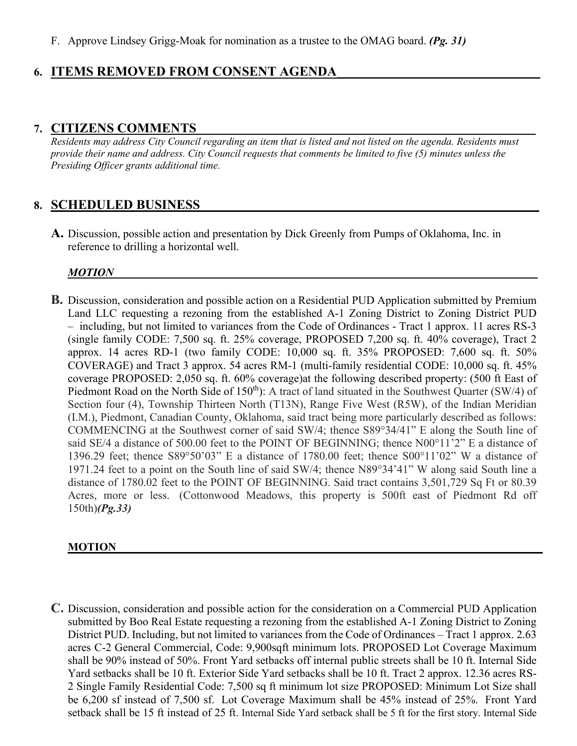F. Approve Lindsey Grigg-Moak for nomination as a trustee to the OMAG board. ***(Pg. 31)***

## 6. ITEMS REMOVED FROM CONSENT AGENDA

## 7. CITIZENS COMMENTS

*Residents may address City Council regarding an item that is listed and not listed on the agenda. Residents must provide their name and address. City Council requests that comments be limited to five (5) minutes unless the Presiding Officer grants additional time.*

## 8. SCHEDULED BUSINESS

**A.** Discussion, possible action and presentation by Dick Greenly from Pumps of Oklahoma, Inc. in reference to drilling a horizontal well.

***MOTION***

**B.** Discussion, consideration and possible action on a Residential PUD Application submitted by Premium Land LLC requesting a rezoning from the established A-1 Zoning District to Zoning District PUD – including, but not limited to variances from the Code of Ordinances - Tract 1 approx. 11 acres RS-3 (single family CODE: 7,500 sq. ft. 25% coverage, PROPOSED 7,200 sq. ft. 40% coverage), Tract 2 approx. 14 acres RD-1 (two family CODE: 10,000 sq. ft. 35% PROPOSED: 7,600 sq. ft. 50% COVERAGE) and Tract 3 approx. 54 acres RM-1 (multi-family residential CODE: 10,000 sq. ft. 45% coverage PROPOSED: 2,050 sq. ft. 60% coverage)at the following described property: (500 ft East of Piedmont Road on the North Side of 150th): A tract of land situated in the Southwest Quarter (SW/4) of Section four (4), Township Thirteen North (T13N), Range Five West (R5W), of the Indian Meridian (I.M.), Piedmont, Canadian County, Oklahoma, said tract being more particularly described as follows: COMMENCING at the Southwest corner of said SW/4; thence S89°34/41" E along the South line of said SE/4 a distance of 500.00 feet to the POINT OF BEGINNING; thence N00°11'2" E a distance of 1396.29 feet; thence S89°50'03" E a distance of 1780.00 feet; thence S00°11'02" W a distance of 1971.24 feet to a point on the South line of said SW/4; thence N89°34'41" W along said South line a distance of 1780.02 feet to the POINT OF BEGINNING. Said tract contains 3,501,729 Sq Ft or 80.39 Acres, more or less. (Cottonwood Meadows, this property is 500ft east of Piedmont Rd off 150th)***(Pg.33)***

**MOTION**

**C.** Discussion, consideration and possible action for the consideration on a Commercial PUD Application submitted by Boo Real Estate requesting a rezoning from the established A-1 Zoning District to Zoning District PUD. Including, but not limited to variances from the Code of Ordinances – Tract 1 approx. 2.63 acres C-2 General Commercial, Code: 9,900sqft minimum lots. PROPOSED Lot Coverage Maximum shall be 90% instead of 50%. Front Yard setbacks off internal public streets shall be 10 ft. Internal Side Yard setbacks shall be 10 ft. Exterior Side Yard setbacks shall be 10 ft. Tract 2 approx. 12.36 acres RS-2 Single Family Residential Code: 7,500 sq ft minimum lot size PROPOSED: Minimum Lot Size shall be 6,200 sf instead of 7,500 sf. Lot Coverage Maximum shall be 45% instead of 25%. Front Yard setback shall be 15 ft instead of 25 ft. Internal Side Yard setback shall be 5 ft for the first story. Internal Side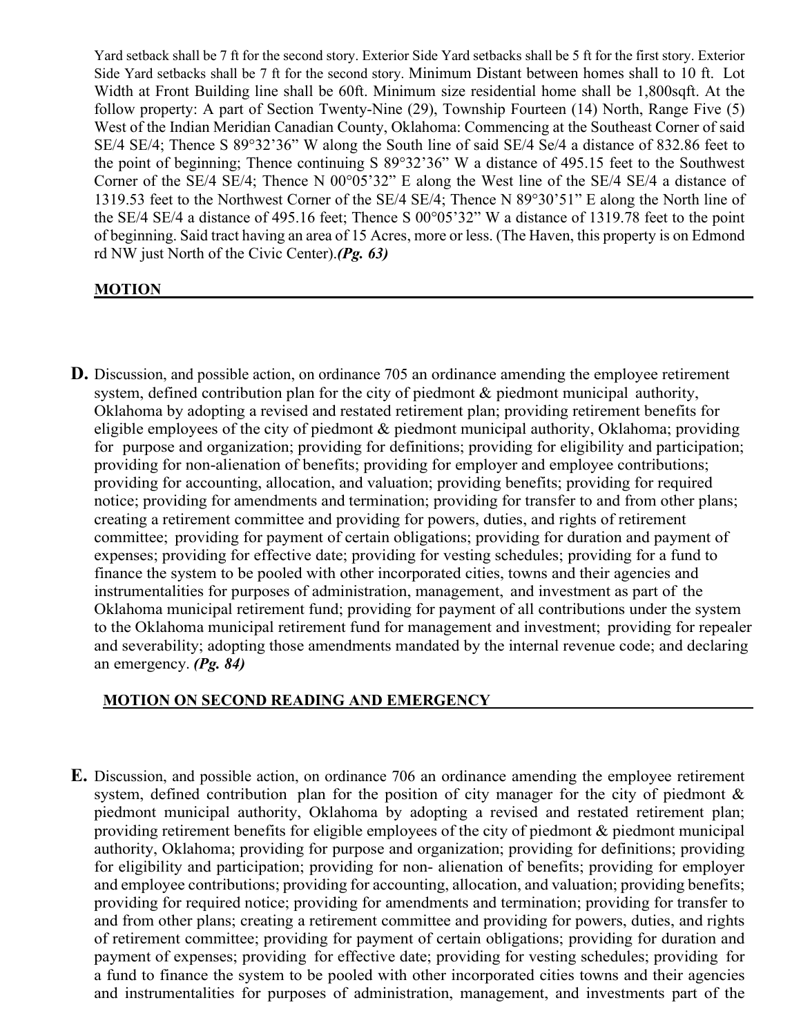Yard setback shall be 7 ft for the second story. Exterior Side Yard setbacks shall be 5 ft for the first story. Exterior Side Yard setbacks shall be 7 ft for the second story. Minimum Distant between homes shall to 10 ft. Lot Width at Front Building line shall be 60ft. Minimum size residential home shall be 1,800sqft. At the follow property: A part of Section Twenty-Nine (29), Township Fourteen (14) North, Range Five (5) West of the Indian Meridian Canadian County, Oklahoma: Commencing at the Southeast Corner of said SE/4 SE/4; Thence S 89°32'36" W along the South line of said SE/4 Se/4 a distance of 832.86 feet to the point of beginning; Thence continuing S 89°32'36" W a distance of 495.15 feet to the Southwest Corner of the SE/4 SE/4; Thence N 00°05'32" E along the West line of the SE/4 SE/4 a distance of 1319.53 feet to the Northwest Corner of the SE/4 SE/4; Thence N 89°30'51" E along the North line of the SE/4 SE/4 a distance of 495.16 feet; Thence S 00°05'32" W a distance of 1319.78 feet to the point of beginning. Said tract having an area of 15 Acres, more or less. (The Haven, this property is on Edmond rd NW just North of the Civic Center).***(Pg. 63)***

**MOTION**

**D.** Discussion, and possible action, on ordinance 705 an ordinance amending the employee retirement system, defined contribution plan for the city of piedmont & piedmont municipal authority, Oklahoma by adopting a revised and restated retirement plan; providing retirement benefits for eligible employees of the city of piedmont & piedmont municipal authority, Oklahoma; providing for purpose and organization; providing for definitions; providing for eligibility and participation; providing for non-alienation of benefits; providing for employer and employee contributions; providing for accounting, allocation, and valuation; providing benefits; providing for required notice; providing for amendments and termination; providing for transfer to and from other plans; creating a retirement committee and providing for powers, duties, and rights of retirement committee; providing for payment of certain obligations; providing for duration and payment of expenses; providing for effective date; providing for vesting schedules; providing for a fund to finance the system to be pooled with other incorporated cities, towns and their agencies and instrumentalities for purposes of administration, management, and investment as part of the Oklahoma municipal retirement fund; providing for payment of all contributions under the system to the Oklahoma municipal retirement fund for management and investment; providing for repealer and severability; adopting those amendments mandated by the internal revenue code; and declaring an emergency. ***(Pg. 84)***

**MOTION ON SECOND READING AND EMERGENCY**

**E.** Discussion, and possible action, on ordinance 706 an ordinance amending the employee retirement system, defined contribution plan for the position of city manager for the city of piedmont & piedmont municipal authority, Oklahoma by adopting a revised and restated retirement plan; providing retirement benefits for eligible employees of the city of piedmont & piedmont municipal authority, Oklahoma; providing for purpose and organization; providing for definitions; providing for eligibility and participation; providing for non- alienation of benefits; providing for employer and employee contributions; providing for accounting, allocation, and valuation; providing benefits; providing for required notice; providing for amendments and termination; providing for transfer to and from other plans; creating a retirement committee and providing for powers, duties, and rights of retirement committee; providing for payment of certain obligations; providing for duration and payment of expenses; providing for effective date; providing for vesting schedules; providing for a fund to finance the system to be pooled with other incorporated cities towns and their agencies and instrumentalities for purposes of administration, management, and investments part of the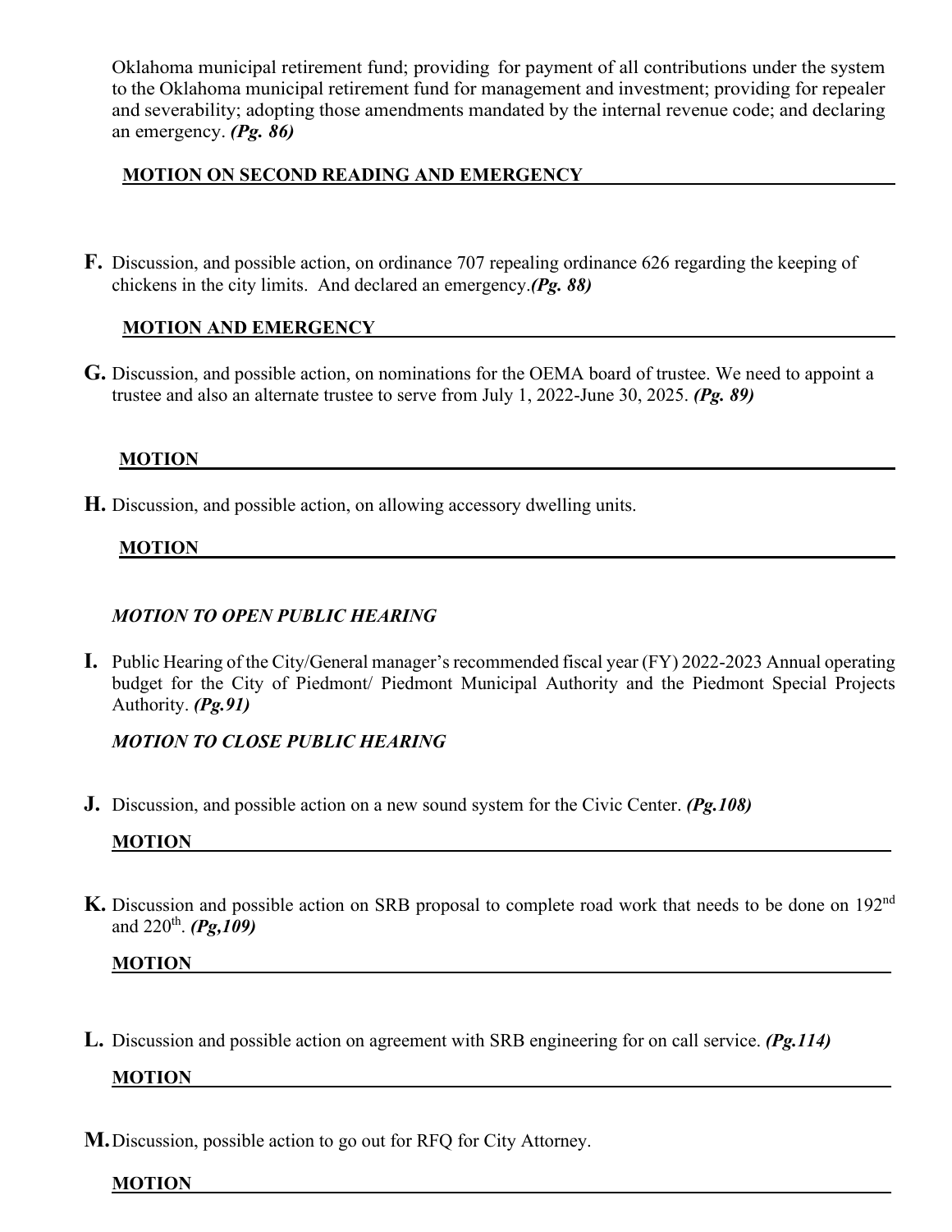Oklahoma municipal retirement fund; providing for payment of all contributions under the system to the Oklahoma municipal retirement fund for management and investment; providing for repealer and severability; adopting those amendments mandated by the internal revenue code; and declaring an emergency. ***(Pg. 86)***

**MOTION ON SECOND READING AND EMERGENCY** ______________________________

**F.** Discussion, and possible action, on ordinance 707 repealing ordinance 626 regarding the keeping of chickens in the city limits. And declared an emergency.***(Pg. 88)***

**MOTION AND EMERGENCY** ______________________________

**G.** Discussion, and possible action, on nominations for the OEMA board of trustee. We need to appoint a trustee and also an alternate trustee to serve from July 1, 2022-June 30, 2025. ***(Pg. 89)***

**MOTION** ______________________________

**H.** Discussion, and possible action, on allowing accessory dwelling units.

**MOTION** ______________________________

***MOTION TO OPEN PUBLIC HEARING***

**I.** Public Hearing of the City/General manager's recommended fiscal year (FY) 2022-2023 Annual operating budget for the City of Piedmont/ Piedmont Municipal Authority and the Piedmont Special Projects Authority. ***(Pg.91)***

***MOTION TO CLOSE PUBLIC HEARING***

**J.** Discussion, and possible action on a new sound system for the Civic Center. ***(Pg.108)***

**MOTION** ______________________________

**K.** Discussion and possible action on SRB proposal to complete road work that needs to be done on 192nd and 220th. ***(Pg,109)***

**MOTION** ______________________________

**L.** Discussion and possible action on agreement with SRB engineering for on call service. ***(Pg.114)***

**MOTION** ______________________________

**M.** Discussion, possible action to go out for RFQ for City Attorney.

**MOTION** ______________________________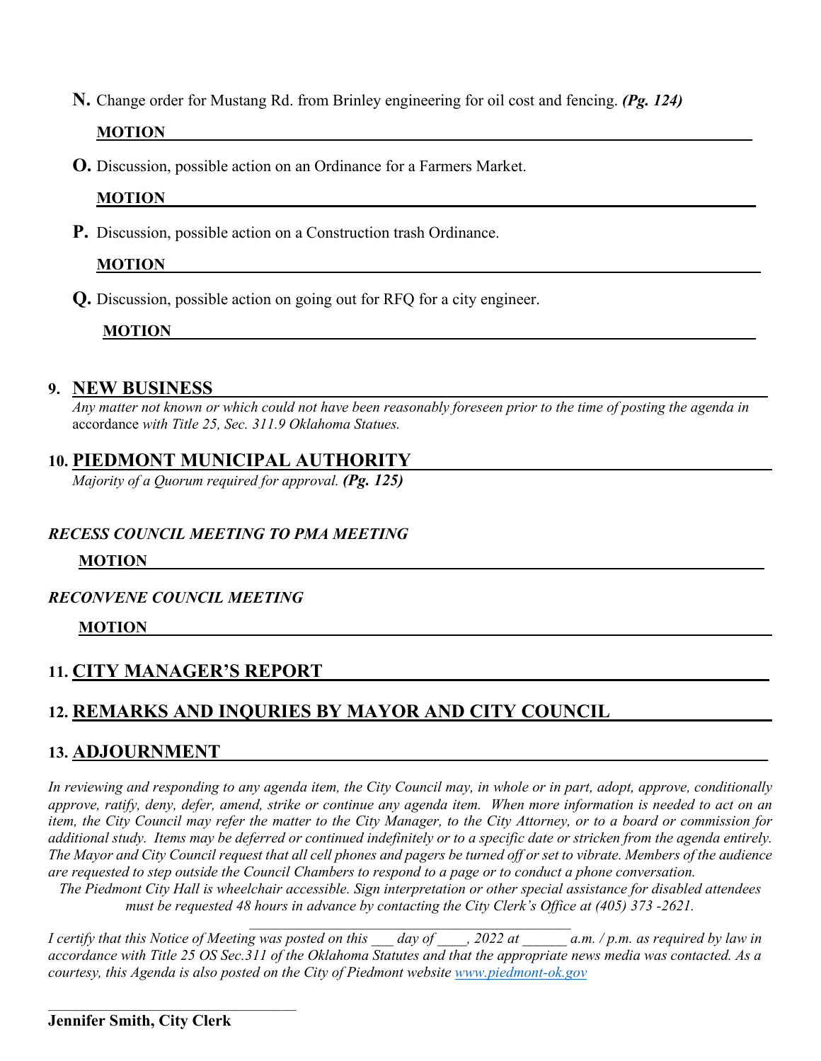**N.** Change order for Mustang Rd. from Brinley engineering for oil cost and fencing. ***(Pg. 124)***

**MOTION**\_\_\_\_\_\_\_\_\_\_\_\_\_\_\_\_\_\_\_\_\_\_\_\_\_\_\_\_\_\_\_\_\_\_\_\_\_\_\_\_\_\_\_\_\_\_\_\_\_\_\_\_\_\_\_\_\_\_\_\_

**O.** Discussion, possible action on an Ordinance for a Farmers Market.

**MOTION**\_\_\_\_\_\_\_\_\_\_\_\_\_\_\_\_\_\_\_\_\_\_\_\_\_\_\_\_\_\_\_\_\_\_\_\_\_\_\_\_\_\_\_\_\_\_\_\_\_\_\_\_\_\_\_\_\_\_\_\_

**P.** Discussion, possible action on a Construction trash Ordinance.

**MOTION**\_\_\_\_\_\_\_\_\_\_\_\_\_\_\_\_\_\_\_\_\_\_\_\_\_\_\_\_\_\_\_\_\_\_\_\_\_\_\_\_\_\_\_\_\_\_\_\_\_\_\_\_\_\_\_\_\_\_\_\_

**Q.** Discussion, possible action on going out for RFQ for a city engineer.

**MOTION**\_\_\_\_\_\_\_\_\_\_\_\_\_\_\_\_\_\_\_\_\_\_\_\_\_\_\_\_\_\_\_\_\_\_\_\_\_\_\_\_\_\_\_\_\_\_\_\_\_\_\_\_\_\_\_\_\_\_\_\_

## 9. NEW BUSINESS

*Any matter not known or which could not have been reasonably foreseen prior to the time of posting the agenda in* accordance *with Title 25, Sec. 311.9 Oklahoma Statues.*

## 10. PIEDMONT MUNICIPAL AUTHORITY

*Majority of a Quorum required for approval.* ***(Pg. 125)***

***RECESS COUNCIL MEETING TO PMA MEETING***

**MOTION**\_\_\_\_\_\_\_\_\_\_\_\_\_\_\_\_\_\_\_\_\_\_\_\_\_\_\_\_\_\_\_\_\_\_\_\_\_\_\_\_\_\_\_\_\_\_\_\_\_\_\_\_\_\_\_\_\_\_\_\_

***RECONVENE COUNCIL MEETING***

**MOTION**\_\_\_\_\_\_\_\_\_\_\_\_\_\_\_\_\_\_\_\_\_\_\_\_\_\_\_\_\_\_\_\_\_\_\_\_\_\_\_\_\_\_\_\_\_\_\_\_\_\_\_\_\_\_\_\_\_\_\_\_

## 11. CITY MANAGER'S REPORT

## 12. REMARKS AND INQURIES BY MAYOR AND CITY COUNCIL

## 13. ADJOURNMENT

*In reviewing and responding to any agenda item, the City Council may, in whole or in part, adopt, approve, conditionally approve, ratify, deny, defer, amend, strike or continue any agenda item. When more information is needed to act on an item, the City Council may refer the matter to the City Manager, to the City Attorney, or to a board or commission for additional study. Items may be deferred or continued indefinitely or to a specific date or stricken from the agenda entirely. The Mayor and City Council request that all cell phones and pagers be turned off or set to vibrate. Members of the audience are requested to step outside the Council Chambers to respond to a page or to conduct a phone conversation.*

*The Piedmont City Hall is wheelchair accessible. Sign interpretation or other special assistance for disabled attendees must be requested 48 hours in advance by contacting the City Clerk's Office at (405) 373 -2621.*

*I certify that this Notice of Meeting was posted on this \_\_\_ day of \_\_\_\_, 2022 at \_\_\_\_\_\_ a.m. / p.m. as required by law in accordance with Title 25 OS Sec.311 of the Oklahoma Statutes and that the appropriate news media was contacted. As a courtesy, this Agenda is also posted on the City of Piedmont website [www.piedmont-ok.gov](http://www.piedmont-ok.gov)*

\_\_\_\_\_\_\_\_\_\_\_\_\_\_\_\_\_\_\_\_\_\_\_\_\_\_\_\_\_\_\_\_\_\_\_

**Jennifer Smith, City Clerk**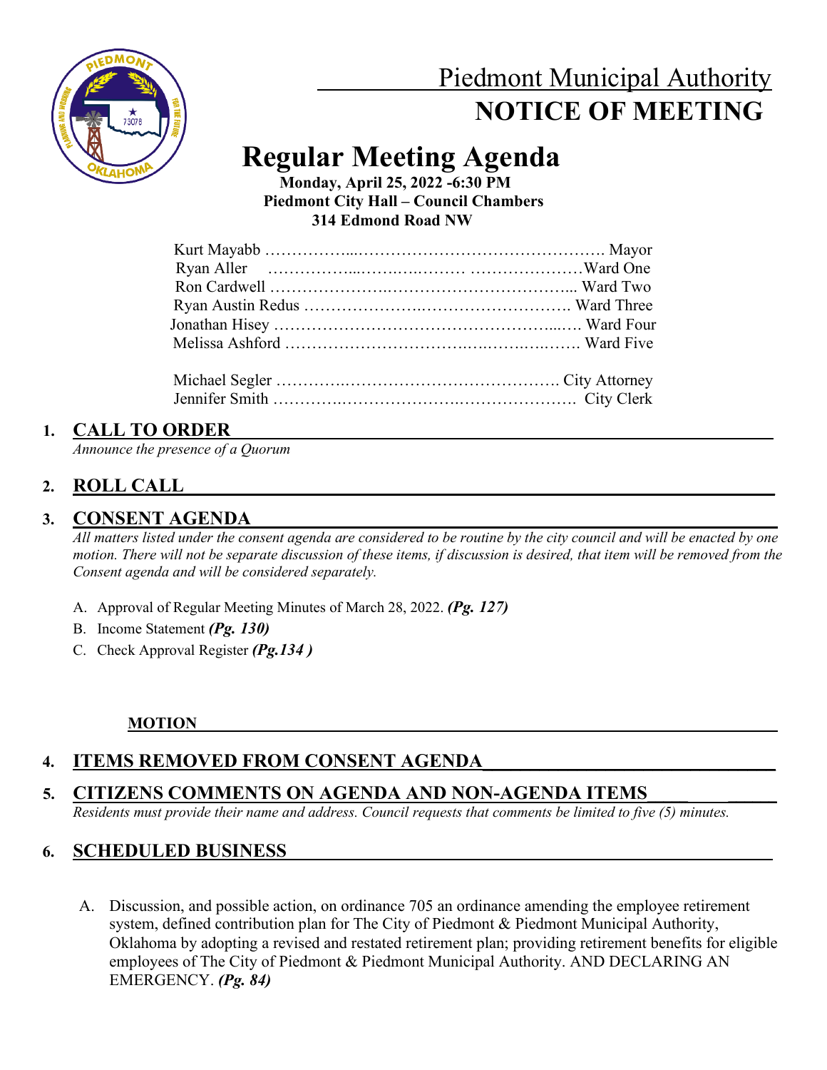# Piedmont Municipal Authority

# NOTICE OF MEETING

## Regular Meeting Agenda

**Monday, April 25, 2022 -6:30 PM**
**Piedmont City Hall – Council Chambers**
**314 Edmond Road NW**

Kurt Mayabb ………………………………………………………. Mayor
Ryan Aller ………………………………………………………Ward One
Ron Cardwell ……………………………………………………... Ward Two
Ryan Austin Redus ……………………………………………….. Ward Three
Jonathan Hisey …………………………………………………….… Ward Four
Melissa Ashford ……………………………………………………. Ward Five

Michael Segler ……………………………………………………. City Attorney
Jennifer Smith ……………………………………………………. City Clerk

### 1. CALL TO ORDER

*Announce the presence of a Quorum*

### 2. ROLL CALL

### 3. CONSENT AGENDA

*All matters listed under the consent agenda are considered to be routine by the city council and will be enacted by one motion. There will not be separate discussion of these items, if discussion is desired, that item will be removed from the Consent agenda and will be considered separately.*

A. Approval of Regular Meeting Minutes of March 28, 2022. ***(Pg. 127)***
B. Income Statement ***(Pg. 130)***
C. Check Approval Register ***(Pg.134 )***

**MOTION**

### 4. ITEMS REMOVED FROM CONSENT AGENDA

### 5. CITIZENS COMMENTS ON AGENDA AND NON-AGENDA ITEMS

*Residents must provide their name and address. Council requests that comments be limited to five (5) minutes.*

### 6. SCHEDULED BUSINESS

A. Discussion, and possible action, on ordinance 705 an ordinance amending the employee retirement system, defined contribution plan for The City of Piedmont & Piedmont Municipal Authority, Oklahoma by adopting a revised and restated retirement plan; providing retirement benefits for eligible employees of The City of Piedmont & Piedmont Municipal Authority. AND DECLARING AN EMERGENCY. ***(Pg. 84)***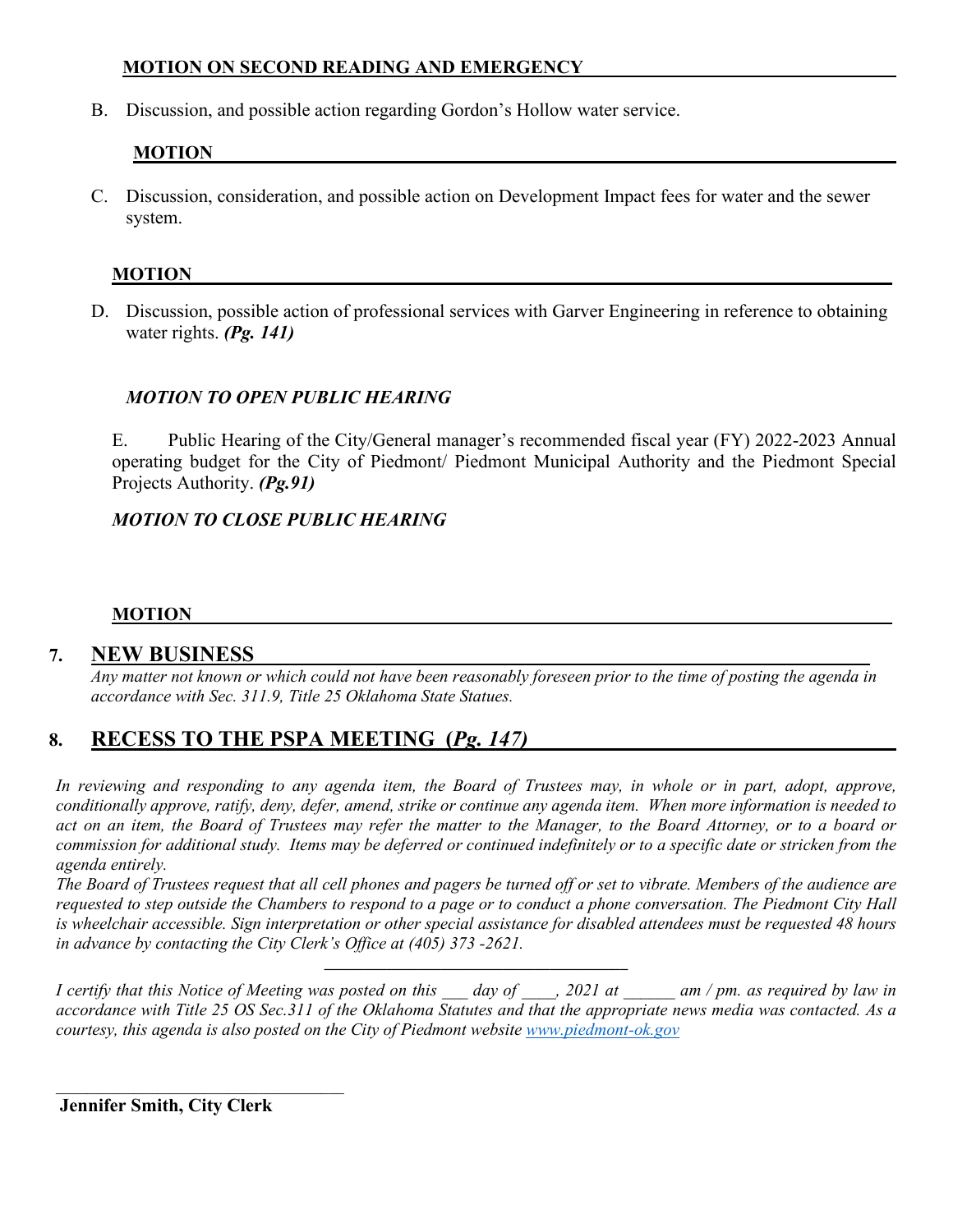**MOTION ON SECOND READING AND EMERGENCY**

B. Discussion, and possible action regarding Gordon's Hollow water service.

**MOTION**

C. Discussion, consideration, and possible action on Development Impact fees for water and the sewer system.

**MOTION**

D. Discussion, possible action of professional services with Garver Engineering in reference to obtaining water rights. ***(Pg. 141)***

***MOTION TO OPEN PUBLIC HEARING***

E. Public Hearing of the City/General manager's recommended fiscal year (FY) 2022-2023 Annual operating budget for the City of Piedmont/ Piedmont Municipal Authority and the Piedmont Special Projects Authority. ***(Pg.91)***

***MOTION TO CLOSE PUBLIC HEARING***

**MOTION**

## 7. NEW BUSINESS

*Any matter not known or which could not have been reasonably foreseen prior to the time of posting the agenda in accordance with Sec. 311.9, Title 25 Oklahoma State Statues.*

## 8. RECESS TO THE PSPA MEETING (*Pg. 147)*

*In reviewing and responding to any agenda item, the Board of Trustees may, in whole or in part, adopt, approve, conditionally approve, ratify, deny, defer, amend, strike or continue any agenda item. When more information is needed to act on an item, the Board of Trustees may refer the matter to the Manager, to the Board Attorney, or to a board or commission for additional study. Items may be deferred or continued indefinitely or to a specific date or stricken from the agenda entirely.*

*The Board of Trustees request that all cell phones and pagers be turned off or set to vibrate. Members of the audience are requested to step outside the Chambers to respond to a page or to conduct a phone conversation. The Piedmont City Hall is wheelchair accessible. Sign interpretation or other special assistance for disabled attendees must be requested 48 hours in advance by contacting the City Clerk's Office at (405) 373 -2621.*

---

*I certify that this Notice of Meeting was posted on this ___ day of ____, 2021 at ______ am / pm. as required by law in accordance with Title 25 OS Sec.311 of the Oklahoma Statutes and that the appropriate news media was contacted. As a courtesy, this agenda is also posted on the City of Piedmont website [www.piedmont-ok.gov](http://www.piedmont-ok.gov)*

\_\_\_\_\_\_\_\_\_\_\_\_\_\_\_\_\_\_\_\_\_\_\_\_\_\_\_\_\_\_\_\_

**Jennifer Smith, City Clerk**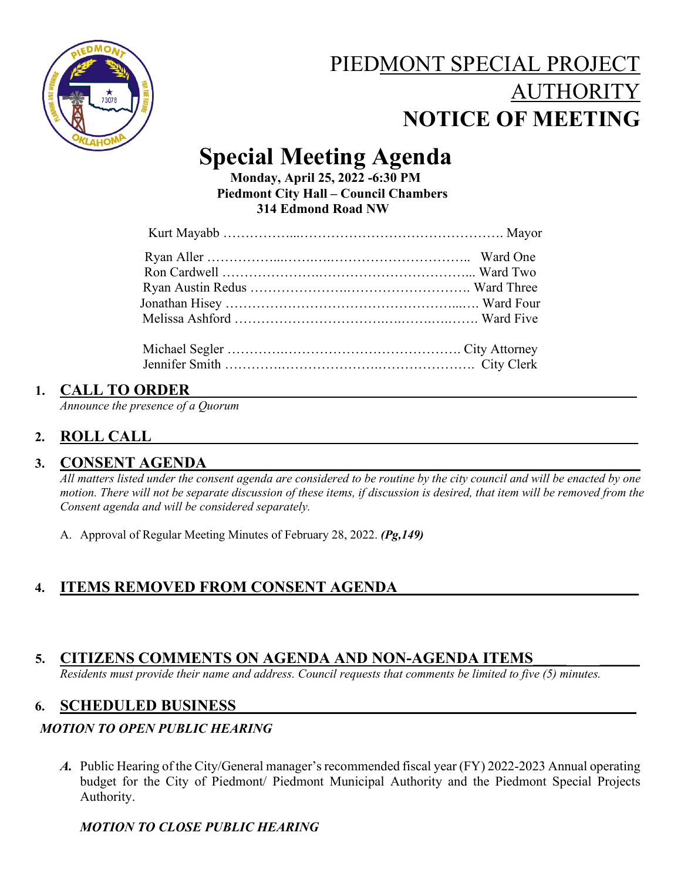# PIEDMONT SPECIAL PROJECT AUTHORITY
# NOTICE OF MEETING

## Special Meeting Agenda

**Monday, April 25, 2022 -6:30 PM**
**Piedmont City Hall – Council Chambers**
**314 Edmond Road NW**

Kurt Mayabb ………………………………………………………. Mayor

Ryan Aller …………………………………………………….. Ward One
Ron Cardwell ……………………………………………………... Ward Two
Ryan Austin Redus ……………………………………………. Ward Three
Jonathan Hisey …………………………………………………… Ward Four
Melissa Ashford ………………………………………………. Ward Five

Michael Segler ……………………………………………. City Attorney
Jennifer Smith …………………………………………………. City Clerk

### 1. CALL TO ORDER

*Announce the presence of a Quorum*

### 2. ROLL CALL

### 3. CONSENT AGENDA

*All matters listed under the consent agenda are considered to be routine by the city council and will be enacted by one motion. There will not be separate discussion of these items, if discussion is desired, that item will be removed from the Consent agenda and will be considered separately.*

A. Approval of Regular Meeting Minutes of February 28, 2022. ***(Pg,149)***

### 4. ITEMS REMOVED FROM CONSENT AGENDA

### 5. CITIZENS COMMENTS ON AGENDA AND NON-AGENDA ITEMS

*Residents must provide their name and address. Council requests that comments be limited to five (5) minutes.*

### 6. SCHEDULED BUSINESS

***MOTION TO OPEN PUBLIC HEARING***

***A.*** Public Hearing of the City/General manager's recommended fiscal year (FY) 2022-2023 Annual operating budget for the City of Piedmont/ Piedmont Municipal Authority and the Piedmont Special Projects Authority.

***MOTION TO CLOSE PUBLIC HEARING***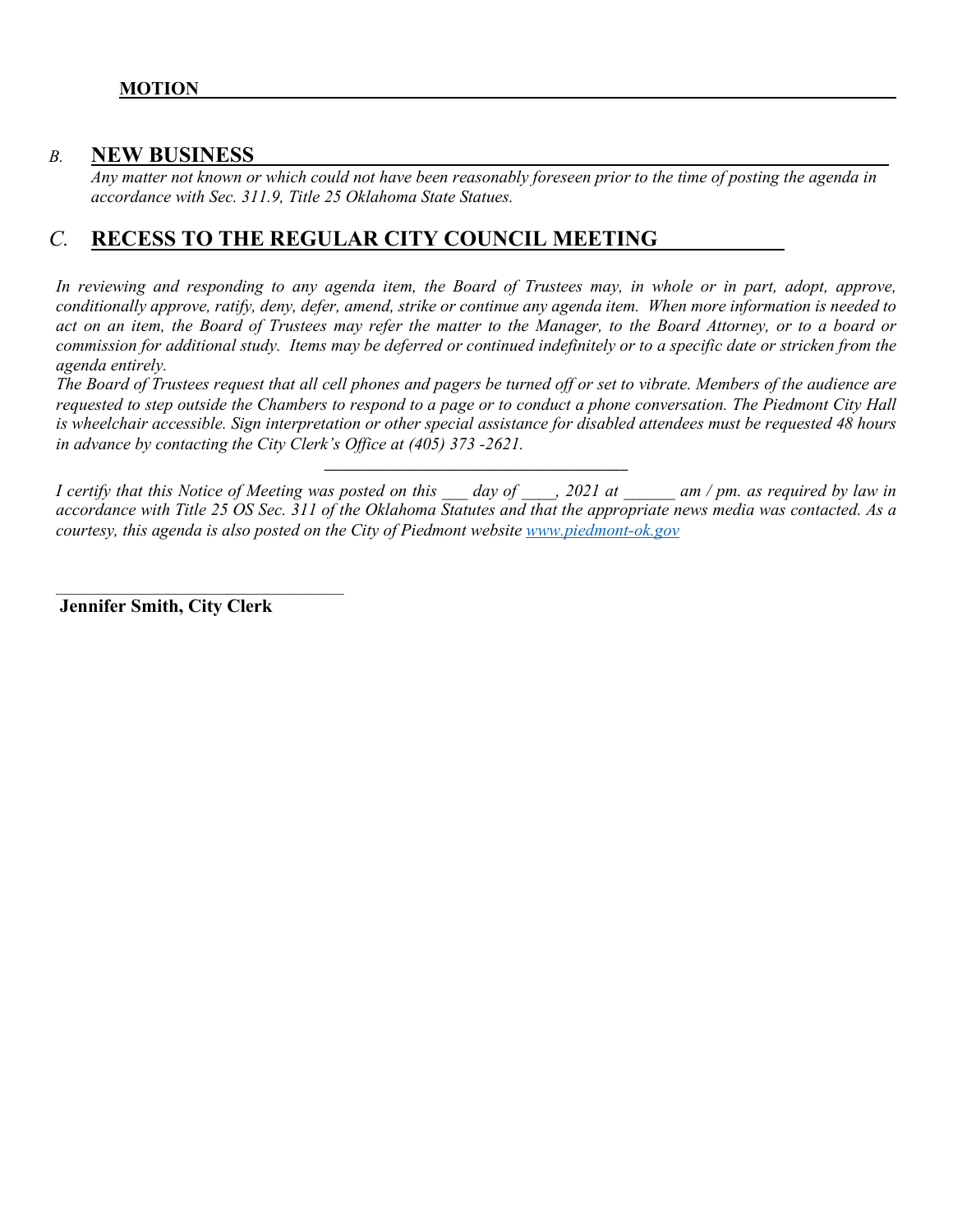**MOTION**

## *B.* NEW BUSINESS

*Any matter not known or which could not have been reasonably foreseen prior to the time of posting the agenda in accordance with Sec. 311.9, Title 25 Oklahoma State Statues.*

## *C.* RECESS TO THE REGULAR CITY COUNCIL MEETING

*In reviewing and responding to any agenda item, the Board of Trustees may, in whole or in part, adopt, approve, conditionally approve, ratify, deny, defer, amend, strike or continue any agenda item. When more information is needed to act on an item, the Board of Trustees may refer the matter to the Manager, to the Board Attorney, or to a board or commission for additional study. Items may be deferred or continued indefinitely or to a specific date or stricken from the agenda entirely.*

*The Board of Trustees request that all cell phones and pagers be turned off or set to vibrate. Members of the audience are requested to step outside the Chambers to respond to a page or to conduct a phone conversation. The Piedmont City Hall is wheelchair accessible. Sign interpretation or other special assistance for disabled attendees must be requested 48 hours in advance by contacting the City Clerk's Office at (405) 373 -2621.*

---

*I certify that this Notice of Meeting was posted on this ___ day of ____, 2021 at ______ am / pm. as required by law in accordance with Title 25 OS Sec. 311 of the Oklahoma Statutes and that the appropriate news media was contacted. As a courtesy, this agenda is also posted on the City of Piedmont website [www.piedmont-ok.gov](http://www.piedmont-ok.gov)*

___________________________________

**Jennifer Smith, City Clerk**